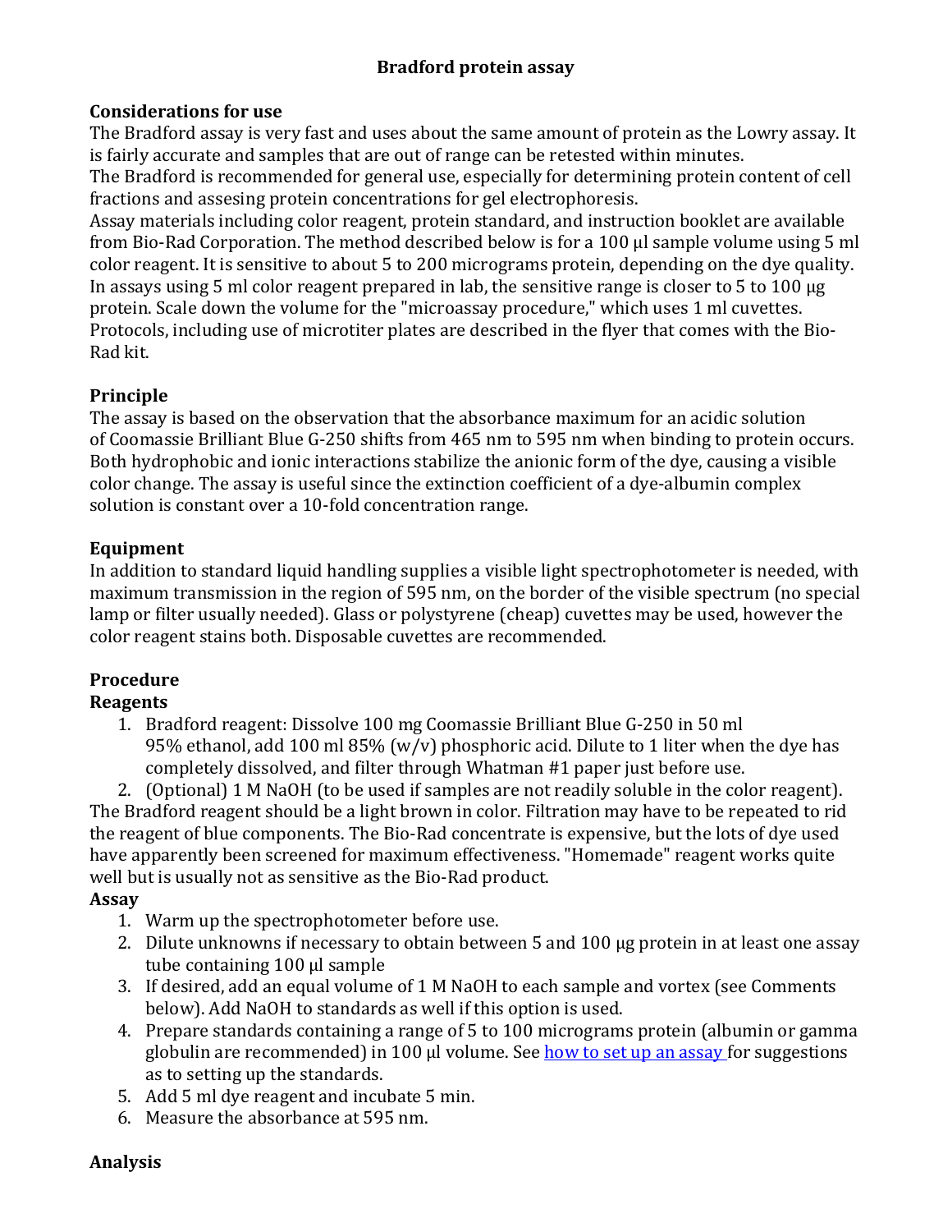# Bradford protein assay

## Considerations for use

The Bradford assay is very fast and uses about the same amount of protein as the Lowry assay. It is fairly accurate and samples that are out of range can be retested within minutes.
The Bradford is recommended for general use, especially for determining protein content of cell fractions and assesing protein concentrations for gel electrophoresis.
Assay materials including color reagent, protein standard, and instruction booklet are available from Bio-Rad Corporation. The method described below is for a 100 µl sample volume using 5 ml color reagent. It is sensitive to about 5 to 200 micrograms protein, depending on the dye quality. In assays using 5 ml color reagent prepared in lab, the sensitive range is closer to 5 to 100 µg protein. Scale down the volume for the "microassay procedure," which uses 1 ml cuvettes. Protocols, including use of microtiter plates are described in the flyer that comes with the Bio-Rad kit.

## Principle

The assay is based on the observation that the absorbance maximum for an acidic solution of Coomassie Brilliant Blue G-250 shifts from 465 nm to 595 nm when binding to protein occurs. Both hydrophobic and ionic interactions stabilize the anionic form of the dye, causing a visible color change. The assay is useful since the extinction coefficient of a dye-albumin complex solution is constant over a 10-fold concentration range.

## Equipment

In addition to standard liquid handling supplies a visible light spectrophotometer is needed, with maximum transmission in the region of 595 nm, on the border of the visible spectrum (no special lamp or filter usually needed). Glass or polystyrene (cheap) cuvettes may be used, however the color reagent stains both. Disposable cuvettes are recommended.

## Procedure

### Reagents

1. Bradford reagent: Dissolve 100 mg Coomassie Brilliant Blue G-250 in 50 ml 95% ethanol, add 100 ml 85% (w/v) phosphoric acid. Dilute to 1 liter when the dye has completely dissolved, and filter through Whatman #1 paper just before use.
2. (Optional) 1 M NaOH (to be used if samples are not readily soluble in the color reagent).

The Bradford reagent should be a light brown in color. Filtration may have to be repeated to rid the reagent of blue components. The Bio-Rad concentrate is expensive, but the lots of dye used have apparently been screened for maximum effectiveness. "Homemade" reagent works quite well but is usually not as sensitive as the Bio-Rad product.

### Assay

1. Warm up the spectrophotometer before use.
2. Dilute unknowns if necessary to obtain between 5 and 100 µg protein in at least one assay tube containing 100 µl sample
3. If desired, add an equal volume of 1 M NaOH to each sample and vortex (see Comments below). Add NaOH to standards as well if this option is used.
4. Prepare standards containing a range of 5 to 100 micrograms protein (albumin or gamma globulin are recommended) in 100 µl volume. See how to set up an assay for suggestions as to setting up the standards.
5. Add 5 ml dye reagent and incubate 5 min.
6. Measure the absorbance at 595 nm.

### Analysis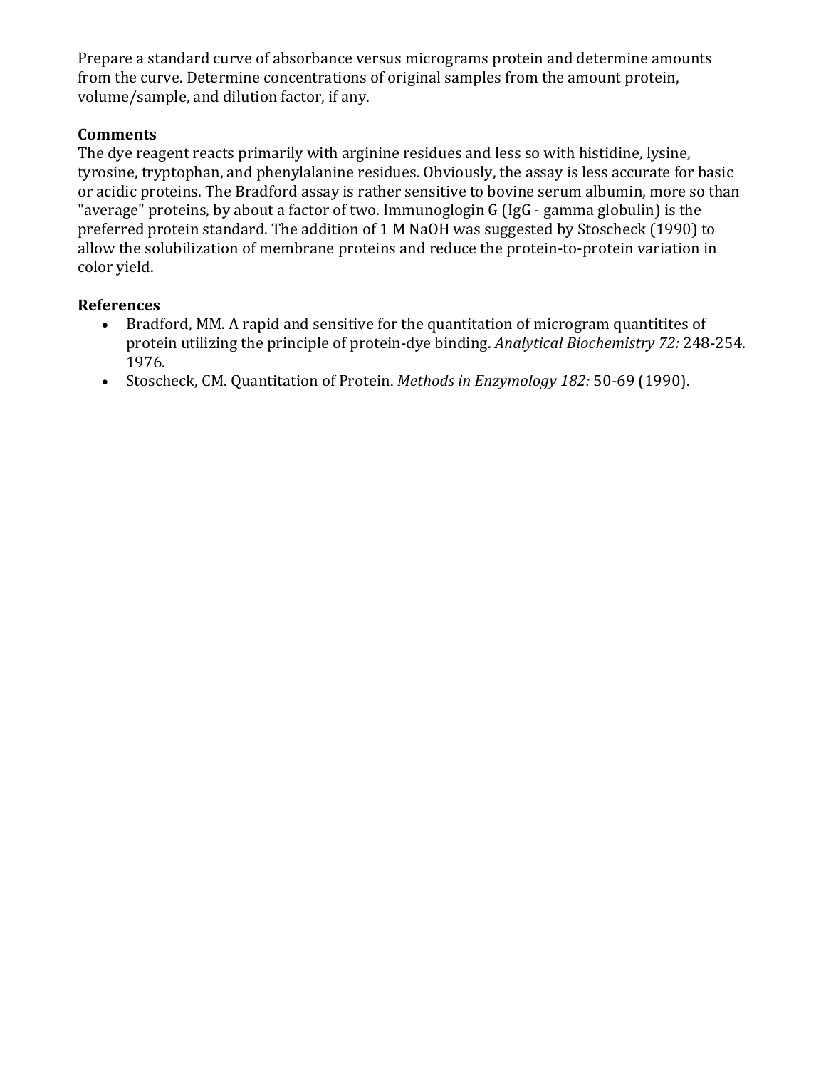Prepare a standard curve of absorbance versus micrograms protein and determine amounts from the curve. Determine concentrations of original samples from the amount protein, volume/sample, and dilution factor, if any.

**Comments**

The dye reagent reacts primarily with arginine residues and less so with histidine, lysine, tyrosine, tryptophan, and phenylalanine residues. Obviously, the assay is less accurate for basic or acidic proteins. The Bradford assay is rather sensitive to bovine serum albumin, more so than "average" proteins, by about a factor of two. Immunoglogin G (IgG - gamma globulin) is the preferred protein standard. The addition of 1 M NaOH was suggested by Stoscheck (1990) to allow the solubilization of membrane proteins and reduce the protein-to-protein variation in color yield.

**References**

- Bradford, MM. A rapid and sensitive for the quantitation of microgram quantitites of protein utilizing the principle of protein-dye binding. *Analytical Biochemistry 72:* 248-254. 1976.
- Stoscheck, CM. Quantitation of Protein. *Methods in Enzymology 182:* 50-69 (1990).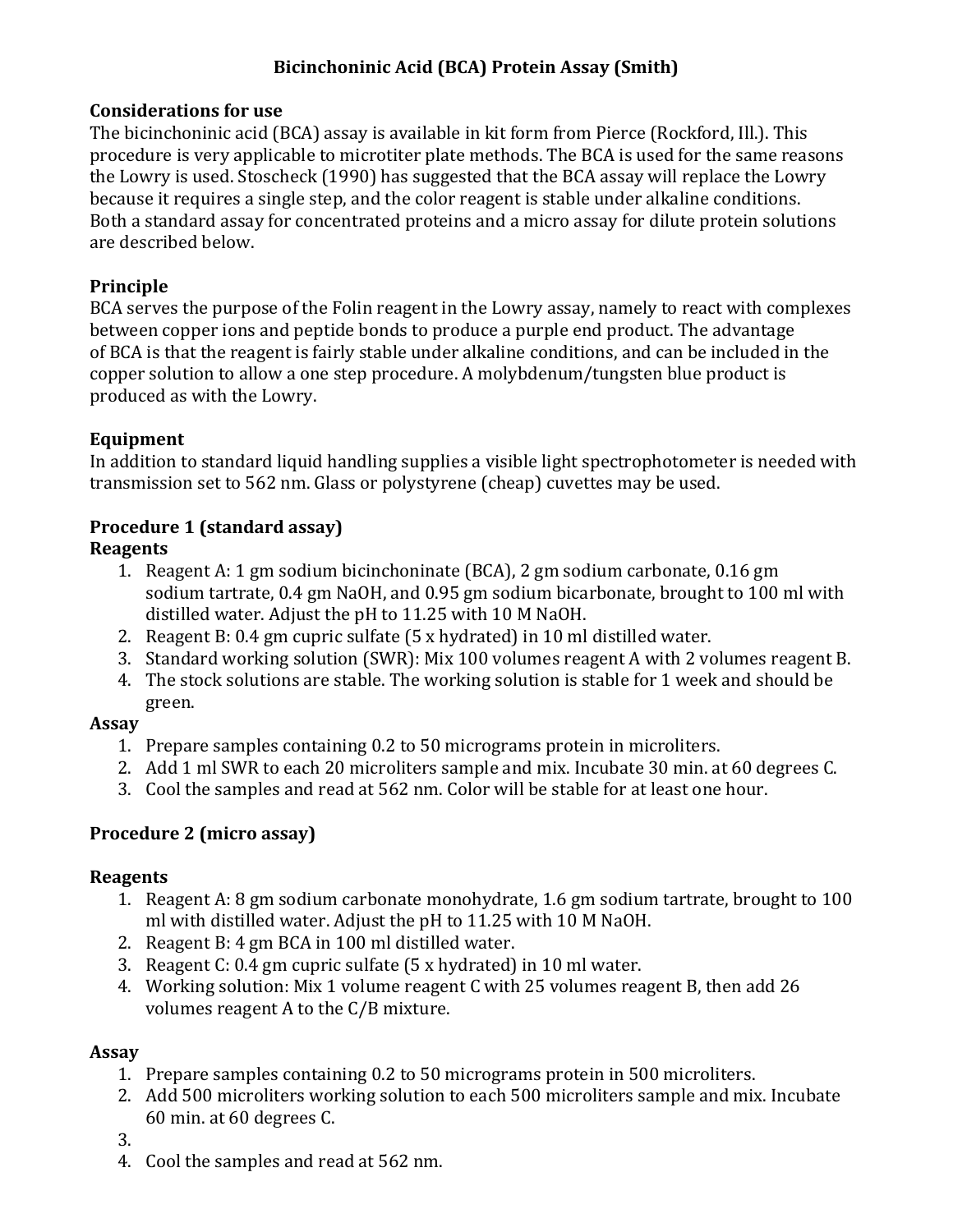# Bicinchoninic Acid (BCA) Protein Assay (Smith)

## Considerations for use

The bicinchoninic acid (BCA) assay is available in kit form from Pierce (Rockford, Ill.). This procedure is very applicable to microtiter plate methods. The BCA is used for the same reasons the Lowry is used. Stoscheck (1990) has suggested that the BCA assay will replace the Lowry because it requires a single step, and the color reagent is stable under alkaline conditions. Both a standard assay for concentrated proteins and a micro assay for dilute protein solutions are described below.

## Principle

BCA serves the purpose of the Folin reagent in the Lowry assay, namely to react with complexes between copper ions and peptide bonds to produce a purple end product. The advantage of BCA is that the reagent is fairly stable under alkaline conditions, and can be included in the copper solution to allow a one step procedure. A molybdenum/tungsten blue product is produced as with the Lowry.

## Equipment

In addition to standard liquid handling supplies a visible light spectrophotometer is needed with transmission set to 562 nm. Glass or polystyrene (cheap) cuvettes may be used.

## Procedure 1 (standard assay)

### Reagents

1. Reagent A: 1 gm sodium bicinchoninate (BCA), 2 gm sodium carbonate, 0.16 gm sodium tartrate, 0.4 gm NaOH, and 0.95 gm sodium bicarbonate, brought to 100 ml with distilled water. Adjust the pH to 11.25 with 10 M NaOH.
2. Reagent B: 0.4 gm cupric sulfate (5 x hydrated) in 10 ml distilled water.
3. Standard working solution (SWR): Mix 100 volumes reagent A with 2 volumes reagent B.
4. The stock solutions are stable. The working solution is stable for 1 week and should be green.

### Assay

1. Prepare samples containing 0.2 to 50 micrograms protein in microliters.
2. Add 1 ml SWR to each 20 microliters sample and mix. Incubate 30 min. at 60 degrees C.
3. Cool the samples and read at 562 nm. Color will be stable for at least one hour.

## Procedure 2 (micro assay)

### Reagents

1. Reagent A: 8 gm sodium carbonate monohydrate, 1.6 gm sodium tartrate, brought to 100 ml with distilled water. Adjust the pH to 11.25 with 10 M NaOH.
2. Reagent B: 4 gm BCA in 100 ml distilled water.
3. Reagent C: 0.4 gm cupric sulfate (5 x hydrated) in 10 ml water.
4. Working solution: Mix 1 volume reagent C with 25 volumes reagent B, then add 26 volumes reagent A to the C/B mixture.

### Assay

1. Prepare samples containing 0.2 to 50 micrograms protein in 500 microliters.
2. Add 500 microliters working solution to each 500 microliters sample and mix. Incubate 60 min. at 60 degrees C.
3. 
4. Cool the samples and read at 562 nm.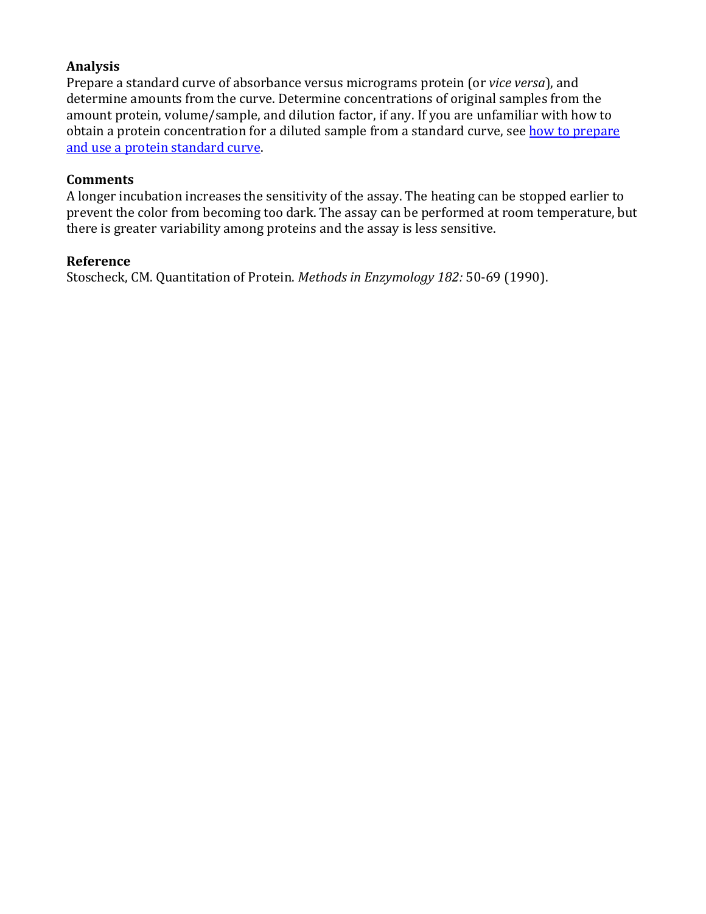### Analysis

Prepare a standard curve of absorbance versus micrograms protein (or *vice versa*), and determine amounts from the curve. Determine concentrations of original samples from the amount protein, volume/sample, and dilution factor, if any. If you are unfamiliar with how to obtain a protein concentration for a diluted sample from a standard curve, see how to prepare and use a protein standard curve.

### Comments

A longer incubation increases the sensitivity of the assay. The heating can be stopped earlier to prevent the color from becoming too dark. The assay can be performed at room temperature, but there is greater variability among proteins and the assay is less sensitive.

### Reference

Stoscheck, CM. Quantitation of Protein. *Methods in Enzymology 182:* 50-69 (1990).